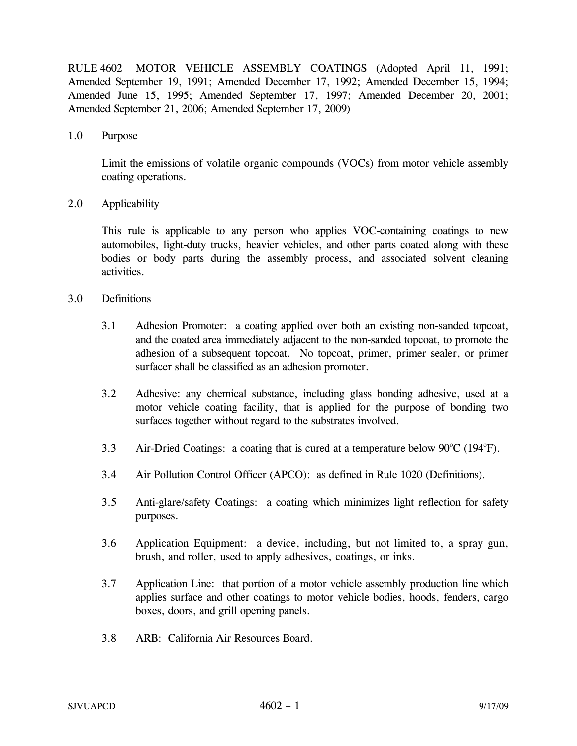RULE 4602 MOTOR VEHICLE ASSEMBLY COATINGS (Adopted April 11, 1991; Amended September 19, 1991; Amended December 17, 1992; Amended December 15, 1994; Amended June 15, 1995; Amended September 17, 1997; Amended December 20, 2001; Amended September 21, 2006; Amended September 17, 2009)

## 1.0 Purpose

Limit the emissions of volatile organic compounds (VOCs) from motor vehicle assembly coating operations.

## 2.0 Applicability

This rule is applicable to any person who applies VOC-containing coatings to new automobiles, light-duty trucks, heavier vehicles, and other parts coated along with these bodies or body parts during the assembly process, and associated solvent cleaning activities.

## 3.0 Definitions

3.1 Adhesion Promoter: a coating applied over both an existing non-sanded topcoat, and the coated area immediately adjacent to the non-sanded topcoat, to promote the adhesion of a subsequent topcoat. No topcoat, primer, primer sealer, or primer surfacer shall be classified as an adhesion promoter.

3.2 Adhesive: any chemical substance, including glass bonding adhesive, used at a motor vehicle coating facility, that is applied for the purpose of bonding two surfaces together without regard to the substrates involved.

3.3 Air-Dried Coatings: a coating that is cured at a temperature below 90°C (194°F).

3.4 Air Pollution Control Officer (APCO): as defined in Rule 1020 (Definitions).

3.5 Anti-glare/safety Coatings: a coating which minimizes light reflection for safety purposes.

3.6 Application Equipment: a device, including, but not limited to, a spray gun, brush, and roller, used to apply adhesives, coatings, or inks.

3.7 Application Line: that portion of a motor vehicle assembly production line which applies surface and other coatings to motor vehicle bodies, hoods, fenders, cargo boxes, doors, and grill opening panels.

3.8 ARB: California Air Resources Board.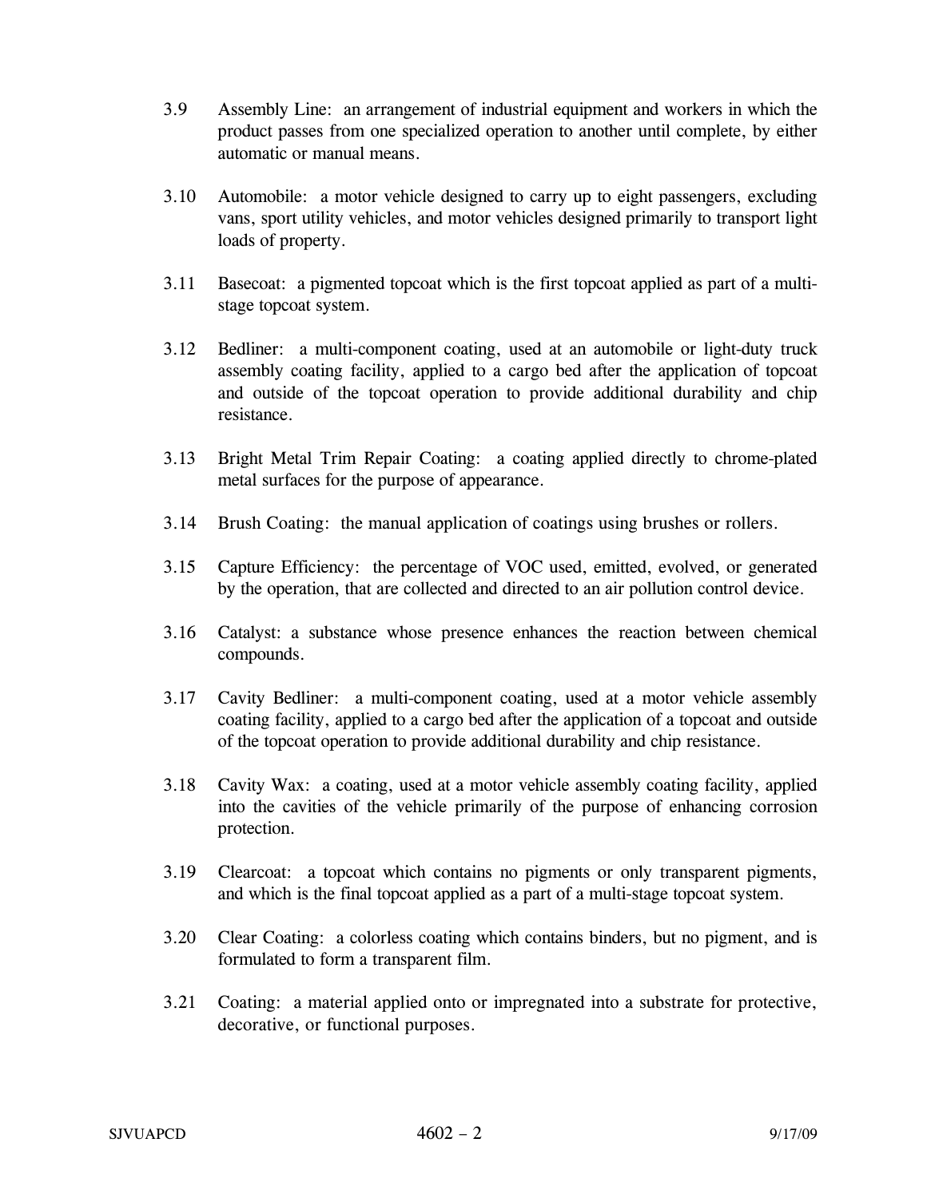3.9 Assembly Line: an arrangement of industrial equipment and workers in which the product passes from one specialized operation to another until complete, by either automatic or manual means.

3.10 Automobile: a motor vehicle designed to carry up to eight passengers, excluding vans, sport utility vehicles, and motor vehicles designed primarily to transport light loads of property.

3.11 Basecoat: a pigmented topcoat which is the first topcoat applied as part of a multi-stage topcoat system.

3.12 Bedliner: a multi-component coating, used at an automobile or light-duty truck assembly coating facility, applied to a cargo bed after the application of topcoat and outside of the topcoat operation to provide additional durability and chip resistance.

3.13 Bright Metal Trim Repair Coating: a coating applied directly to chrome-plated metal surfaces for the purpose of appearance.

3.14 Brush Coating: the manual application of coatings using brushes or rollers.

3.15 Capture Efficiency: the percentage of VOC used, emitted, evolved, or generated by the operation, that are collected and directed to an air pollution control device.

3.16 Catalyst: a substance whose presence enhances the reaction between chemical compounds.

3.17 Cavity Bedliner: a multi-component coating, used at a motor vehicle assembly coating facility, applied to a cargo bed after the application of a topcoat and outside of the topcoat operation to provide additional durability and chip resistance.

3.18 Cavity Wax: a coating, used at a motor vehicle assembly coating facility, applied into the cavities of the vehicle primarily of the purpose of enhancing corrosion protection.

3.19 Clearcoat: a topcoat which contains no pigments or only transparent pigments, and which is the final topcoat applied as a part of a multi-stage topcoat system.

3.20 Clear Coating: a colorless coating which contains binders, but no pigment, and is formulated to form a transparent film.

3.21 Coating: a material applied onto or impregnated into a substrate for protective, decorative, or functional purposes.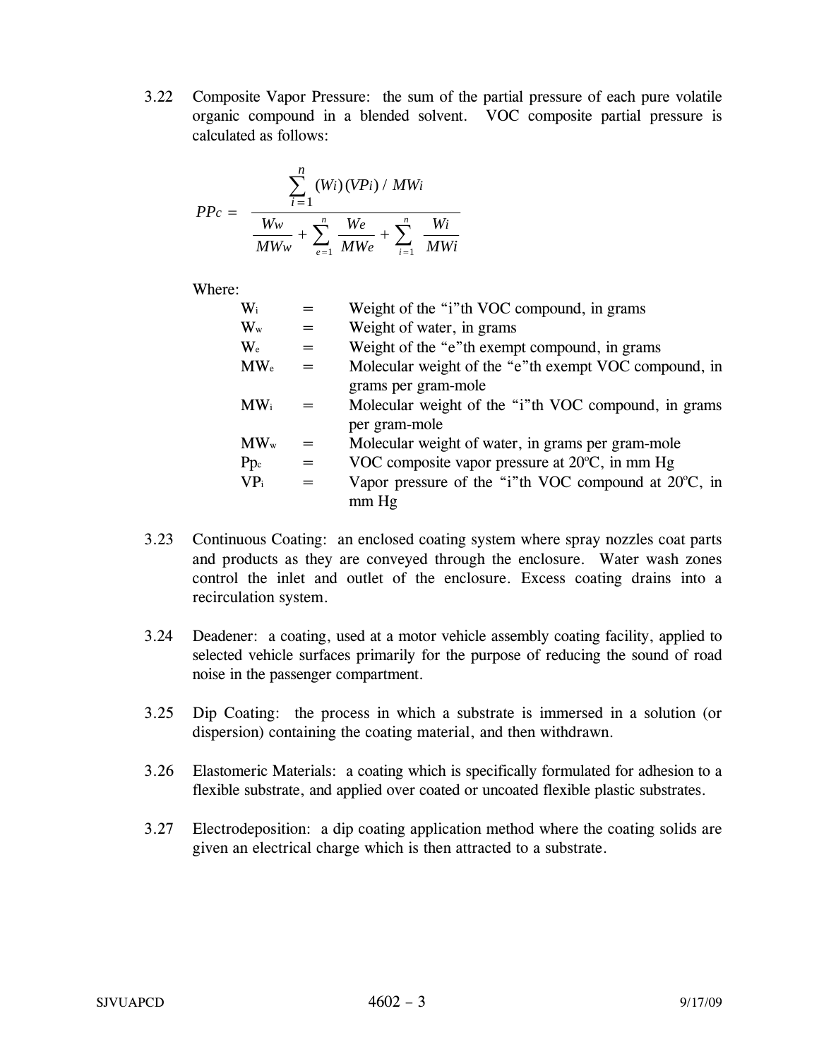3.22 Composite Vapor Pressure: the sum of the partial pressure of each pure volatile organic compound in a blended solvent. VOC composite partial pressure is calculated as follows:

$$PPc = \frac{\sum_{i=1}^{n} (Wi)(VPi) / MWi}{\frac{Ww}{MWw} + \sum_{e=1}^{n} \frac{We}{MWe} + \sum_{i=1}^{n} \frac{Wi}{MWi}}$$

Where:

| | | |
|---|---|---|
| $W_i$ | = | Weight of the "i"th VOC compound, in grams |
| $W_w$ | = | Weight of water, in grams |
| $W_e$ | = | Weight of the "e"th exempt compound, in grams |
| $MW_e$ | = | Molecular weight of the "e"th exempt VOC compound, in grams per gram-mole |
| $MW_i$ | = | Molecular weight of the "i"th VOC compound, in grams per gram-mole |
| $MW_w$ | = | Molecular weight of water, in grams per gram-mole |
| $Pp_c$ | = | VOC composite vapor pressure at 20ºC, in mm Hg |
| $VP_i$ | = | Vapor pressure of the "i"th VOC compound at 20ºC, in mm Hg |

3.23 Continuous Coating: an enclosed coating system where spray nozzles coat parts and products as they are conveyed through the enclosure. Water wash zones control the inlet and outlet of the enclosure. Excess coating drains into a recirculation system.

3.24 Deadener: a coating, used at a motor vehicle assembly coating facility, applied to selected vehicle surfaces primarily for the purpose of reducing the sound of road noise in the passenger compartment.

3.25 Dip Coating: the process in which a substrate is immersed in a solution (or dispersion) containing the coating material, and then withdrawn.

3.26 Elastomeric Materials: a coating which is specifically formulated for adhesion to a flexible substrate, and applied over coated or uncoated flexible plastic substrates.

3.27 Electrodeposition: a dip coating application method where the coating solids are given an electrical charge which is then attracted to a substrate.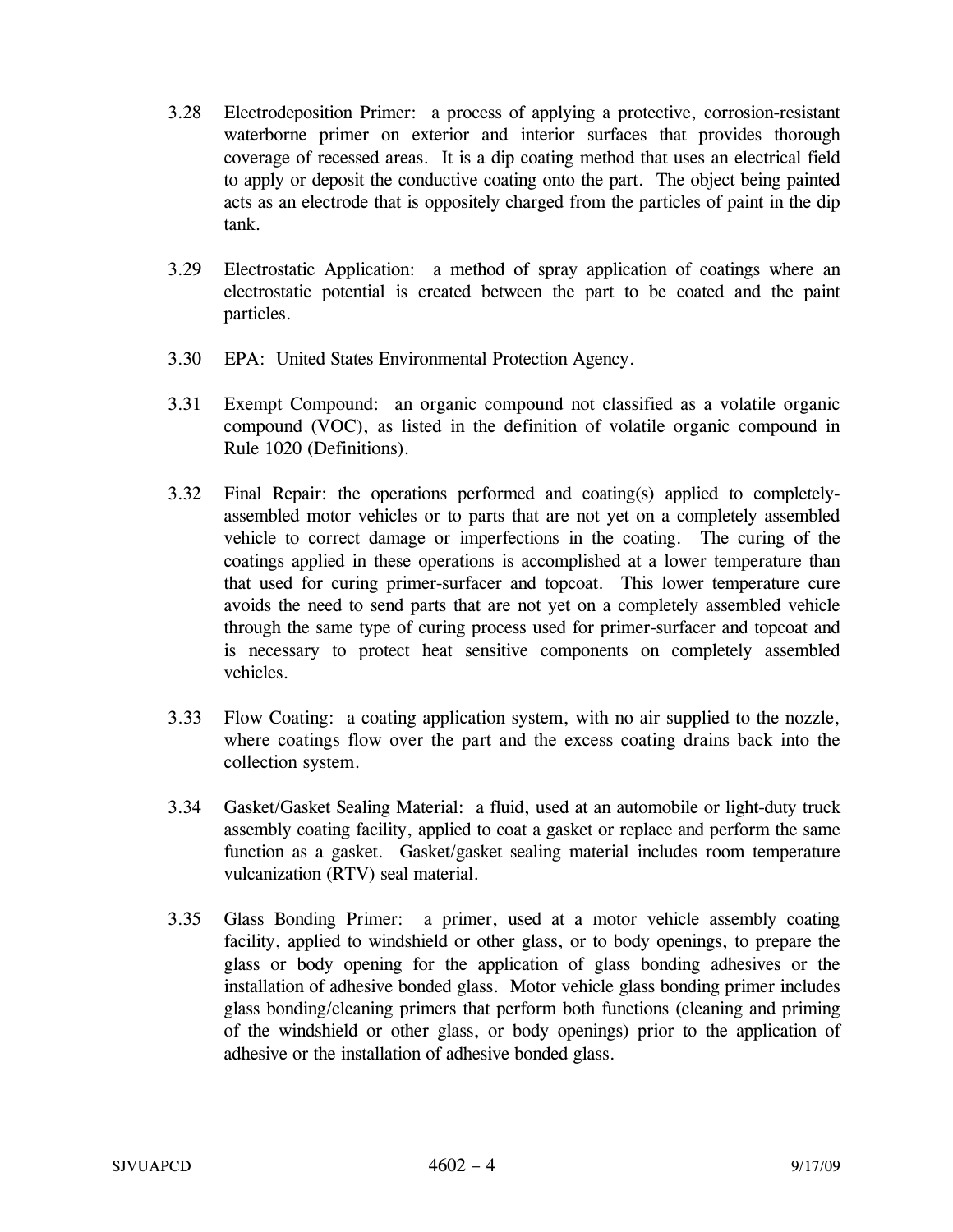3.28 Electrodeposition Primer: a process of applying a protective, corrosion-resistant waterborne primer on exterior and interior surfaces that provides thorough coverage of recessed areas. It is a dip coating method that uses an electrical field to apply or deposit the conductive coating onto the part. The object being painted acts as an electrode that is oppositely charged from the particles of paint in the dip tank.

3.29 Electrostatic Application: a method of spray application of coatings where an electrostatic potential is created between the part to be coated and the paint particles.

3.30 EPA: United States Environmental Protection Agency.

3.31 Exempt Compound: an organic compound not classified as a volatile organic compound (VOC), as listed in the definition of volatile organic compound in Rule 1020 (Definitions).

3.32 Final Repair: the operations performed and coating(s) applied to completely-assembled motor vehicles or to parts that are not yet on a completely assembled vehicle to correct damage or imperfections in the coating. The curing of the coatings applied in these operations is accomplished at a lower temperature than that used for curing primer-surfacer and topcoat. This lower temperature cure avoids the need to send parts that are not yet on a completely assembled vehicle through the same type of curing process used for primer-surfacer and topcoat and is necessary to protect heat sensitive components on completely assembled vehicles.

3.33 Flow Coating: a coating application system, with no air supplied to the nozzle, where coatings flow over the part and the excess coating drains back into the collection system.

3.34 Gasket/Gasket Sealing Material: a fluid, used at an automobile or light-duty truck assembly coating facility, applied to coat a gasket or replace and perform the same function as a gasket. Gasket/gasket sealing material includes room temperature vulcanization (RTV) seal material.

3.35 Glass Bonding Primer: a primer, used at a motor vehicle assembly coating facility, applied to windshield or other glass, or to body openings, to prepare the glass or body opening for the application of glass bonding adhesives or the installation of adhesive bonded glass. Motor vehicle glass bonding primer includes glass bonding/cleaning primers that perform both functions (cleaning and priming of the windshield or other glass, or body openings) prior to the application of adhesive or the installation of adhesive bonded glass.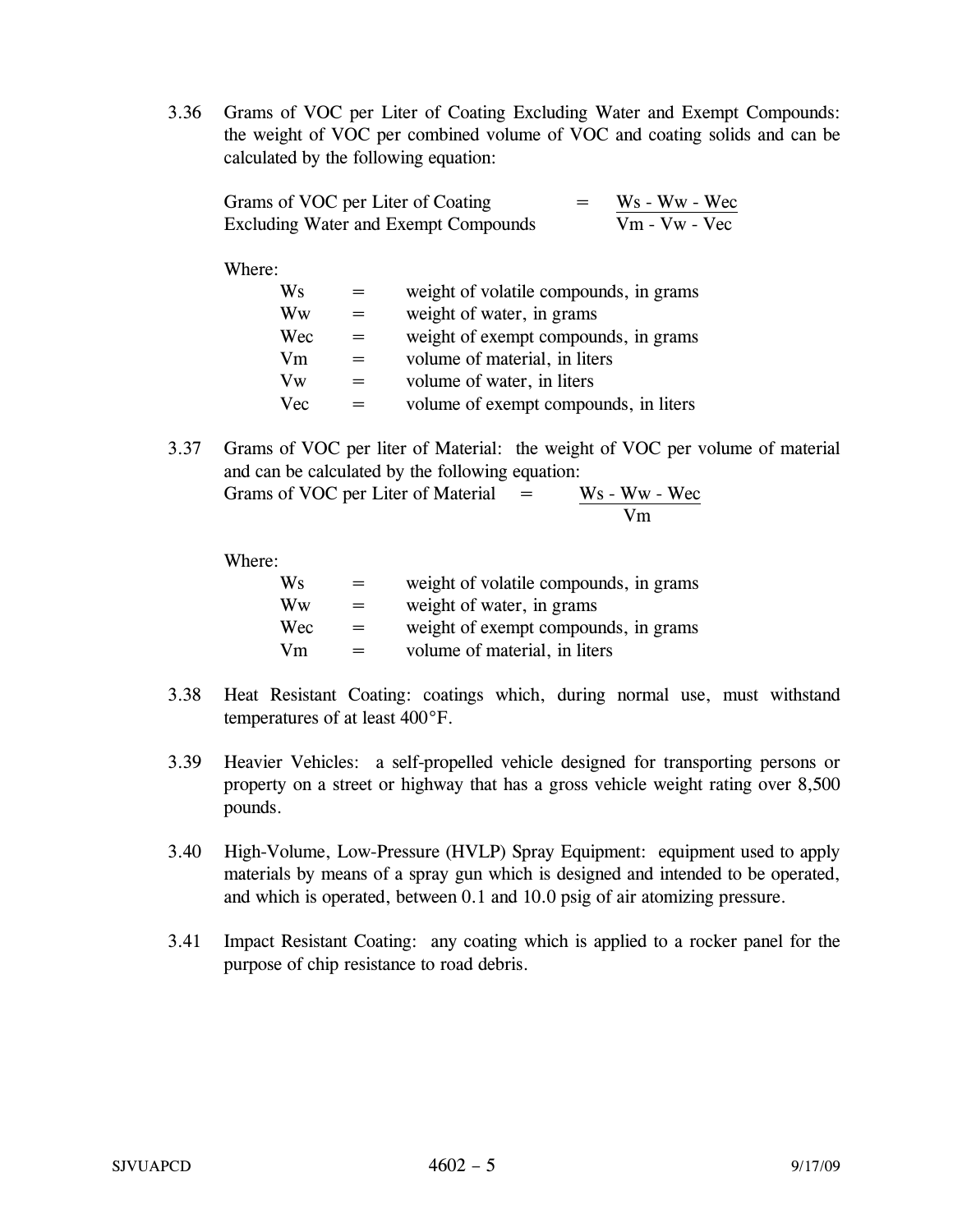3.36 Grams of VOC per Liter of Coating Excluding Water and Exempt Compounds: the weight of VOC per combined volume of VOC and coating solids and can be calculated by the following equation:

$$\text{Grams of VOC per Liter of Coating Excluding Water and Exempt Compounds} = \frac{Ws - Ww - Wec}{Vm - Vw - Vec}$$

Where:

| | | |
|---|---|---|
| Ws | = | weight of volatile compounds, in grams |
| Ww | = | weight of water, in grams |
| Wec | = | weight of exempt compounds, in grams |
| Vm | = | volume of material, in liters |
| Vw | = | volume of water, in liters |
| Vec | = | volume of exempt compounds, in liters |

3.37 Grams of VOC per liter of Material: the weight of VOC per volume of material and can be calculated by the following equation:

$$\text{Grams of VOC per Liter of Material} = \frac{Ws - Ww - Wec}{Vm}$$

Where:

| | | |
|---|---|---|
| Ws | = | weight of volatile compounds, in grams |
| Ww | = | weight of water, in grams |
| Wec | = | weight of exempt compounds, in grams |
| Vm | = | volume of material, in liters |

3.38 Heat Resistant Coating: coatings which, during normal use, must withstand temperatures of at least 400°F.

3.39 Heavier Vehicles: a self-propelled vehicle designed for transporting persons or property on a street or highway that has a gross vehicle weight rating over 8,500 pounds.

3.40 High-Volume, Low-Pressure (HVLP) Spray Equipment: equipment used to apply materials by means of a spray gun which is designed and intended to be operated, and which is operated, between 0.1 and 10.0 psig of air atomizing pressure.

3.41 Impact Resistant Coating: any coating which is applied to a rocker panel for the purpose of chip resistance to road debris.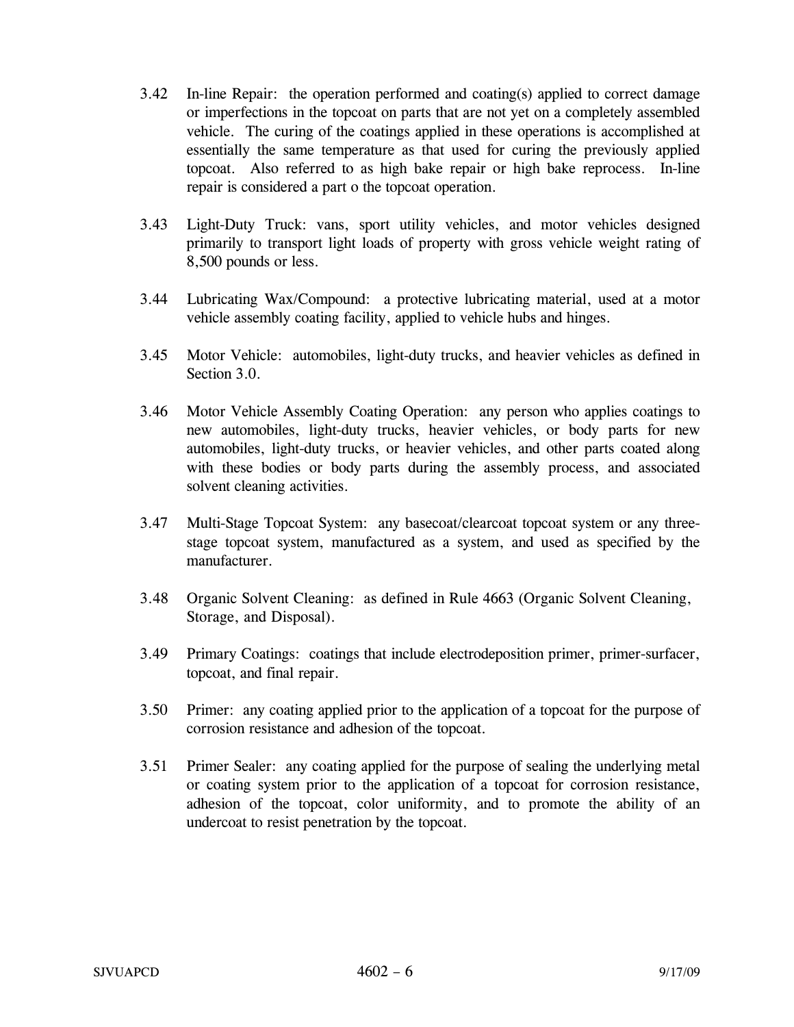3.42 In-line Repair: the operation performed and coating(s) applied to correct damage or imperfections in the topcoat on parts that are not yet on a completely assembled vehicle. The curing of the coatings applied in these operations is accomplished at essentially the same temperature as that used for curing the previously applied topcoat. Also referred to as high bake repair or high bake reprocess. In-line repair is considered a part o the topcoat operation.

3.43 Light-Duty Truck: vans, sport utility vehicles, and motor vehicles designed primarily to transport light loads of property with gross vehicle weight rating of 8,500 pounds or less.

3.44 Lubricating Wax/Compound: a protective lubricating material, used at a motor vehicle assembly coating facility, applied to vehicle hubs and hinges.

3.45 Motor Vehicle: automobiles, light-duty trucks, and heavier vehicles as defined in Section 3.0.

3.46 Motor Vehicle Assembly Coating Operation: any person who applies coatings to new automobiles, light-duty trucks, heavier vehicles, or body parts for new automobiles, light-duty trucks, or heavier vehicles, and other parts coated along with these bodies or body parts during the assembly process, and associated solvent cleaning activities.

3.47 Multi-Stage Topcoat System: any basecoat/clearcoat topcoat system or any three-stage topcoat system, manufactured as a system, and used as specified by the manufacturer.

3.48 Organic Solvent Cleaning: as defined in Rule 4663 (Organic Solvent Cleaning, Storage, and Disposal).

3.49 Primary Coatings: coatings that include electrodeposition primer, primer-surfacer, topcoat, and final repair.

3.50 Primer: any coating applied prior to the application of a topcoat for the purpose of corrosion resistance and adhesion of the topcoat.

3.51 Primer Sealer: any coating applied for the purpose of sealing the underlying metal or coating system prior to the application of a topcoat for corrosion resistance, adhesion of the topcoat, color uniformity, and to promote the ability of an undercoat to resist penetration by the topcoat.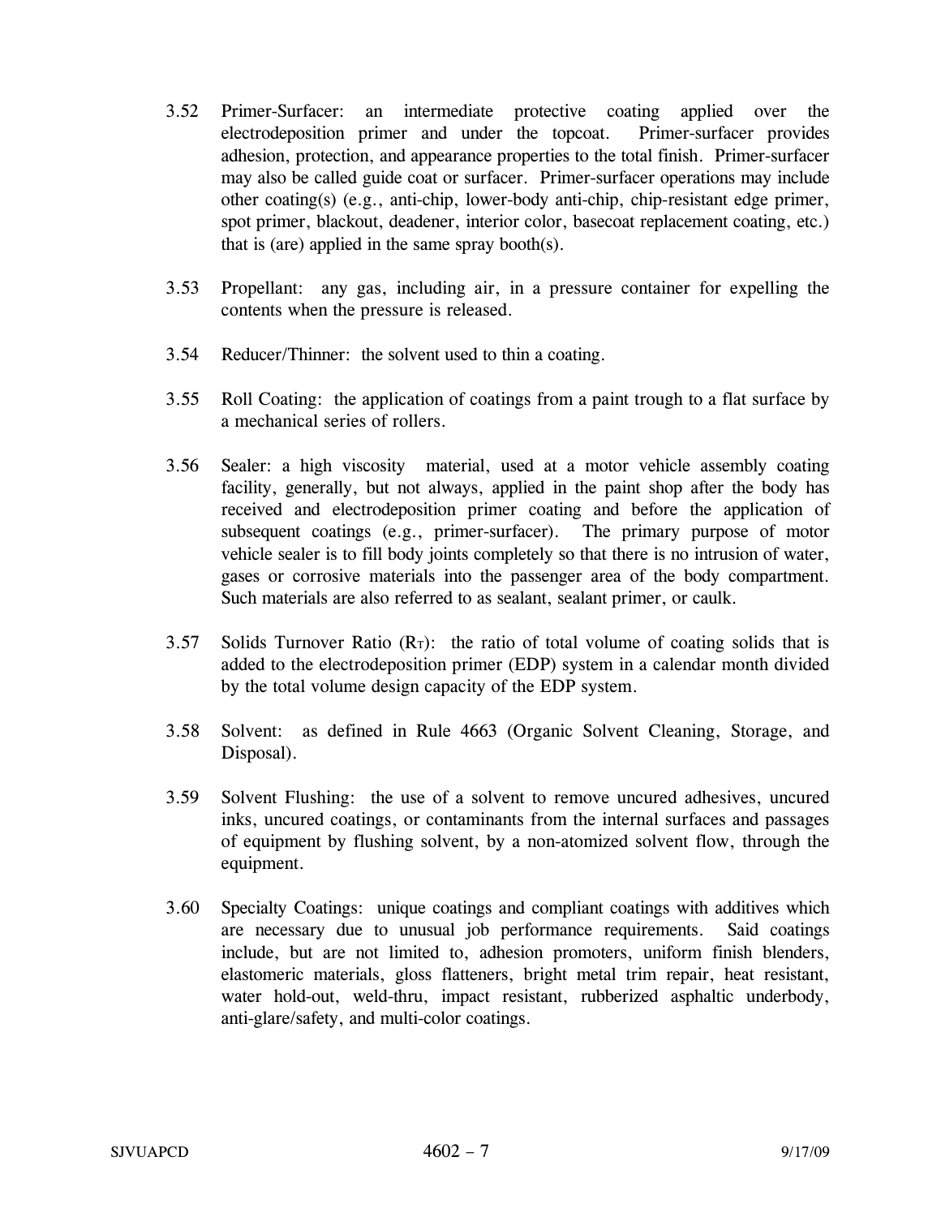3.52 Primer-Surfacer: an intermediate protective coating applied over the electrodeposition primer and under the topcoat. Primer-surfacer provides adhesion, protection, and appearance properties to the total finish. Primer-surfacer may also be called guide coat or surfacer. Primer-surfacer operations may include other coating(s) (e.g., anti-chip, lower-body anti-chip, chip-resistant edge primer, spot primer, blackout, deadener, interior color, basecoat replacement coating, etc.) that is (are) applied in the same spray booth(s).

3.53 Propellant: any gas, including air, in a pressure container for expelling the contents when the pressure is released.

3.54 Reducer/Thinner: the solvent used to thin a coating.

3.55 Roll Coating: the application of coatings from a paint trough to a flat surface by a mechanical series of rollers.

3.56 Sealer: a high viscosity material, used at a motor vehicle assembly coating facility, generally, but not always, applied in the paint shop after the body has received and electrodeposition primer coating and before the application of subsequent coatings (e.g., primer-surfacer). The primary purpose of motor vehicle sealer is to fill body joints completely so that there is no intrusion of water, gases or corrosive materials into the passenger area of the body compartment. Such materials are also referred to as sealant, sealant primer, or caulk.

3.57 Solids Turnover Ratio ($R_T$): the ratio of total volume of coating solids that is added to the electrodeposition primer (EDP) system in a calendar month divided by the total volume design capacity of the EDP system.

3.58 Solvent: as defined in Rule 4663 (Organic Solvent Cleaning, Storage, and Disposal).

3.59 Solvent Flushing: the use of a solvent to remove uncured adhesives, uncured inks, uncured coatings, or contaminants from the internal surfaces and passages of equipment by flushing solvent, by a non-atomized solvent flow, through the equipment.

3.60 Specialty Coatings: unique coatings and compliant coatings with additives which are necessary due to unusual job performance requirements. Said coatings include, but are not limited to, adhesion promoters, uniform finish blenders, elastomeric materials, gloss flatteners, bright metal trim repair, heat resistant, water hold-out, weld-thru, impact resistant, rubberized asphaltic underbody, anti-glare/safety, and multi-color coatings.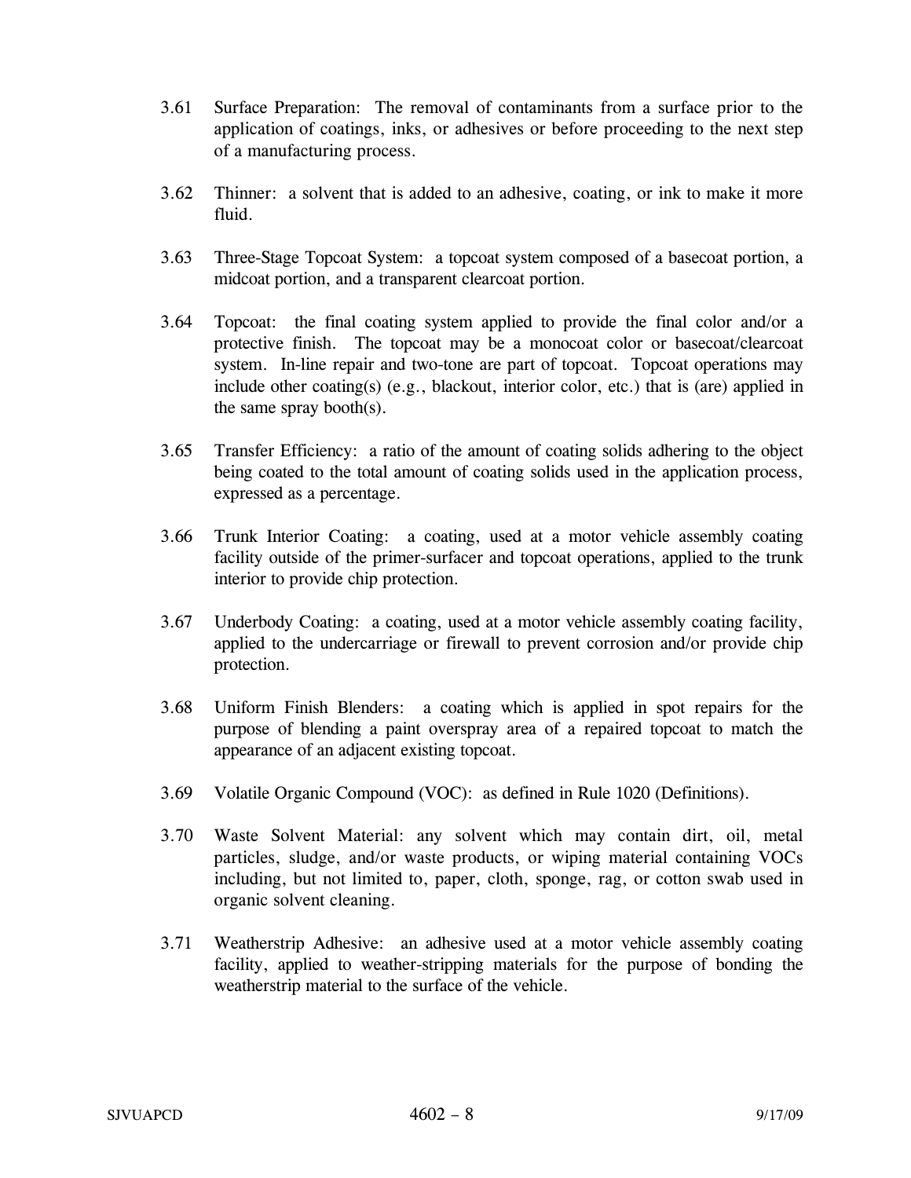3.61 Surface Preparation: The removal of contaminants from a surface prior to the application of coatings, inks, or adhesives or before proceeding to the next step of a manufacturing process.

3.62 Thinner: a solvent that is added to an adhesive, coating, or ink to make it more fluid.

3.63 Three-Stage Topcoat System: a topcoat system composed of a basecoat portion, a midcoat portion, and a transparent clearcoat portion.

3.64 Topcoat: the final coating system applied to provide the final color and/or a protective finish. The topcoat may be a monocoat color or basecoat/clearcoat system. In-line repair and two-tone are part of topcoat. Topcoat operations may include other coating(s) (e.g., blackout, interior color, etc.) that is (are) applied in the same spray booth(s).

3.65 Transfer Efficiency: a ratio of the amount of coating solids adhering to the object being coated to the total amount of coating solids used in the application process, expressed as a percentage.

3.66 Trunk Interior Coating: a coating, used at a motor vehicle assembly coating facility outside of the primer-surfacer and topcoat operations, applied to the trunk interior to provide chip protection.

3.67 Underbody Coating: a coating, used at a motor vehicle assembly coating facility, applied to the undercarriage or firewall to prevent corrosion and/or provide chip protection.

3.68 Uniform Finish Blenders: a coating which is applied in spot repairs for the purpose of blending a paint overspray area of a repaired topcoat to match the appearance of an adjacent existing topcoat.

3.69 Volatile Organic Compound (VOC): as defined in Rule 1020 (Definitions).

3.70 Waste Solvent Material: any solvent which may contain dirt, oil, metal particles, sludge, and/or waste products, or wiping material containing VOCs including, but not limited to, paper, cloth, sponge, rag, or cotton swab used in organic solvent cleaning.

3.71 Weatherstrip Adhesive: an adhesive used at a motor vehicle assembly coating facility, applied to weather-stripping materials for the purpose of bonding the weatherstrip material to the surface of the vehicle.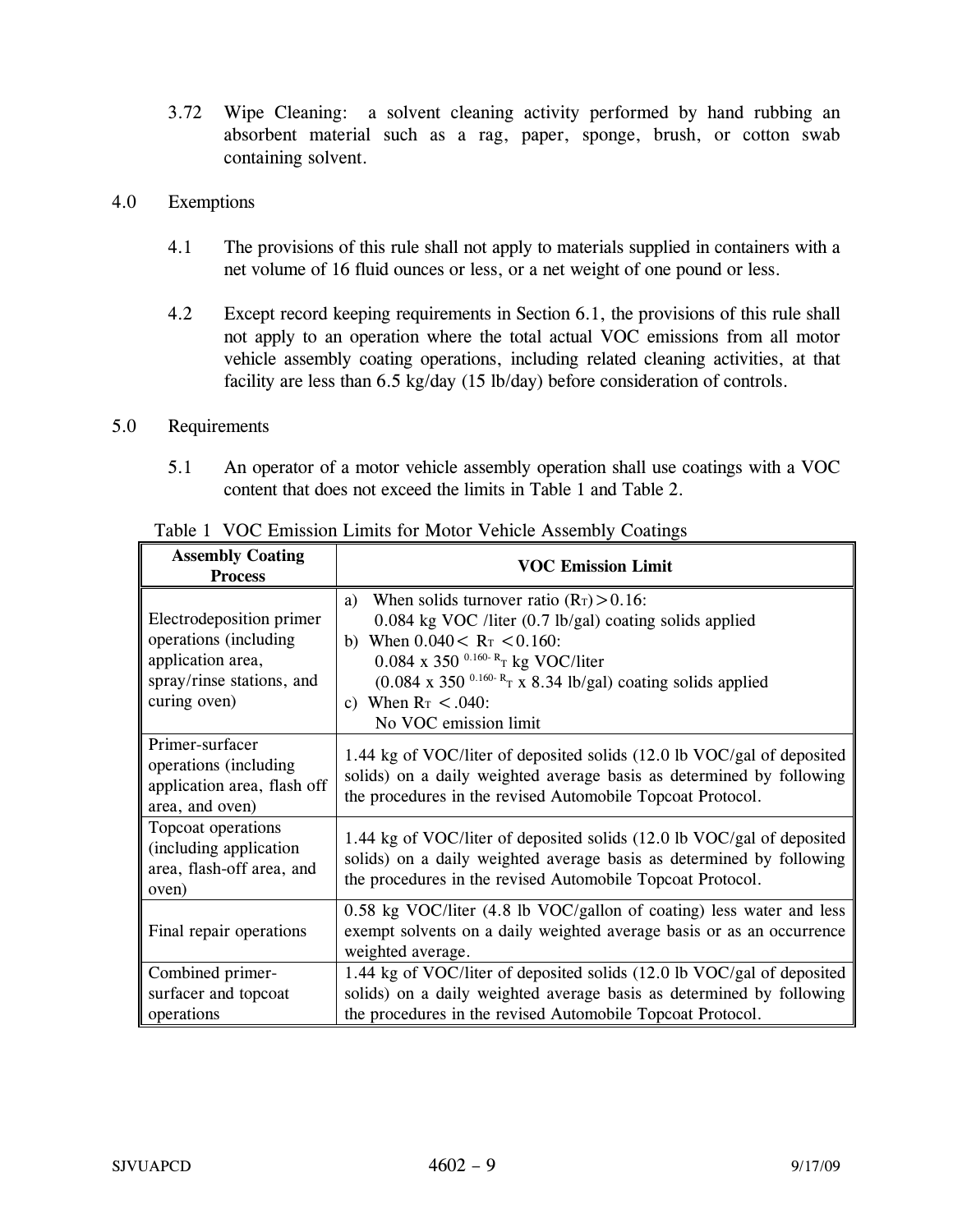3.72 Wipe Cleaning: a solvent cleaning activity performed by hand rubbing an absorbent material such as a rag, paper, sponge, brush, or cotton swab containing solvent.

4.0 Exemptions

4.1 The provisions of this rule shall not apply to materials supplied in containers with a net volume of 16 fluid ounces or less, or a net weight of one pound or less.

4.2 Except record keeping requirements in Section 6.1, the provisions of this rule shall not apply to an operation where the total actual VOC emissions from all motor vehicle assembly coating operations, including related cleaning activities, at that facility are less than 6.5 kg/day (15 lb/day) before consideration of controls.

5.0 Requirements

5.1 An operator of a motor vehicle assembly operation shall use coatings with a VOC content that does not exceed the limits in Table 1 and Table 2.

Table 1 VOC Emission Limits for Motor Vehicle Assembly Coatings

| Assembly Coating Process | VOC Emission Limit |
|---|---|
| Electrodeposition primer operations (including application area, spray/rinse stations, and curing oven) | a) When solids turnover ratio ($R_T$) > 0.16: 0.084 kg VOC /liter (0.7 lb/gal) coating solids applied<br>b) When 0.040 < $R_T$ < 0.160: $0.084 \times 350^{0.160 - R_T}$ kg VOC/liter ($0.084 \times 350^{0.160 - R_T} \times 8.34$ lb/gal) coating solids applied<br>c) When $R_T$ < .040: No VOC emission limit |
| Primer-surfacer operations (including application area, flash off area, and oven) | 1.44 kg of VOC/liter of deposited solids (12.0 lb VOC/gal of deposited solids) on a daily weighted average basis as determined by following the procedures in the revised Automobile Topcoat Protocol. |
| Topcoat operations (including application area, flash-off area, and oven) | 1.44 kg of VOC/liter of deposited solids (12.0 lb VOC/gal of deposited solids) on a daily weighted average basis as determined by following the procedures in the revised Automobile Topcoat Protocol. |
| Final repair operations | 0.58 kg VOC/liter (4.8 lb VOC/gallon of coating) less water and less exempt solvents on a daily weighted average basis or as an occurrence weighted average. |
| Combined primer-surfacer and topcoat operations | 1.44 kg of VOC/liter of deposited solids (12.0 lb VOC/gal of deposited solids) on a daily weighted average basis as determined by following the procedures in the revised Automobile Topcoat Protocol. |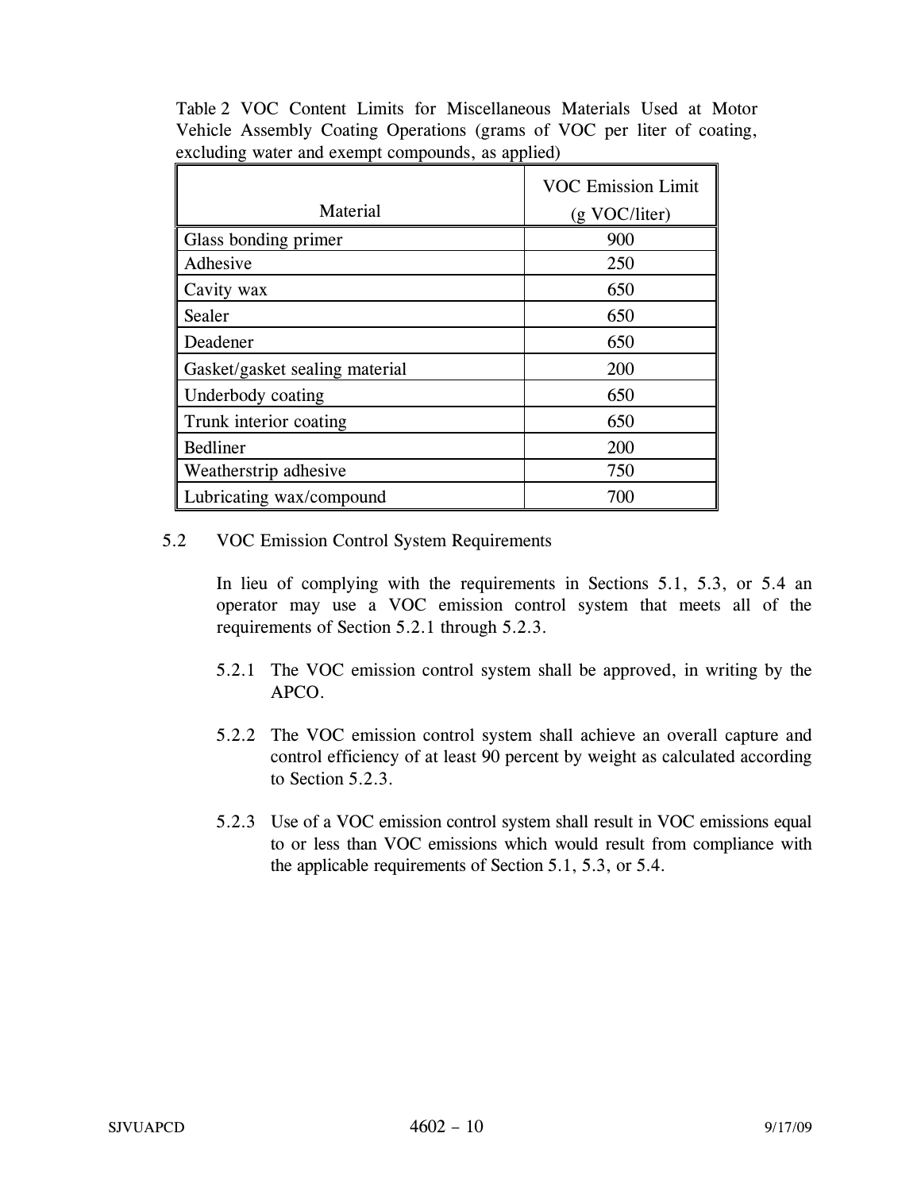Table 2 VOC Content Limits for Miscellaneous Materials Used at Motor Vehicle Assembly Coating Operations (grams of VOC per liter of coating, excluding water and exempt compounds, as applied)

| Material | VOC Emission Limit (g VOC/liter) |
|---|---|
| Glass bonding primer | 900 |
| Adhesive | 250 |
| Cavity wax | 650 |
| Sealer | 650 |
| Deadener | 650 |
| Gasket/gasket sealing material | 200 |
| Underbody coating | 650 |
| Trunk interior coating | 650 |
| Bedliner | 200 |
| Weatherstrip adhesive | 750 |
| Lubricating wax/compound | 700 |

5.2 VOC Emission Control System Requirements

In lieu of complying with the requirements in Sections 5.1, 5.3, or 5.4 an operator may use a VOC emission control system that meets all of the requirements of Section 5.2.1 through 5.2.3.

5.2.1 The VOC emission control system shall be approved, in writing by the APCO.

5.2.2 The VOC emission control system shall achieve an overall capture and control efficiency of at least 90 percent by weight as calculated according to Section 5.2.3.

5.2.3 Use of a VOC emission control system shall result in VOC emissions equal to or less than VOC emissions which would result from compliance with the applicable requirements of Section 5.1, 5.3, or 5.4.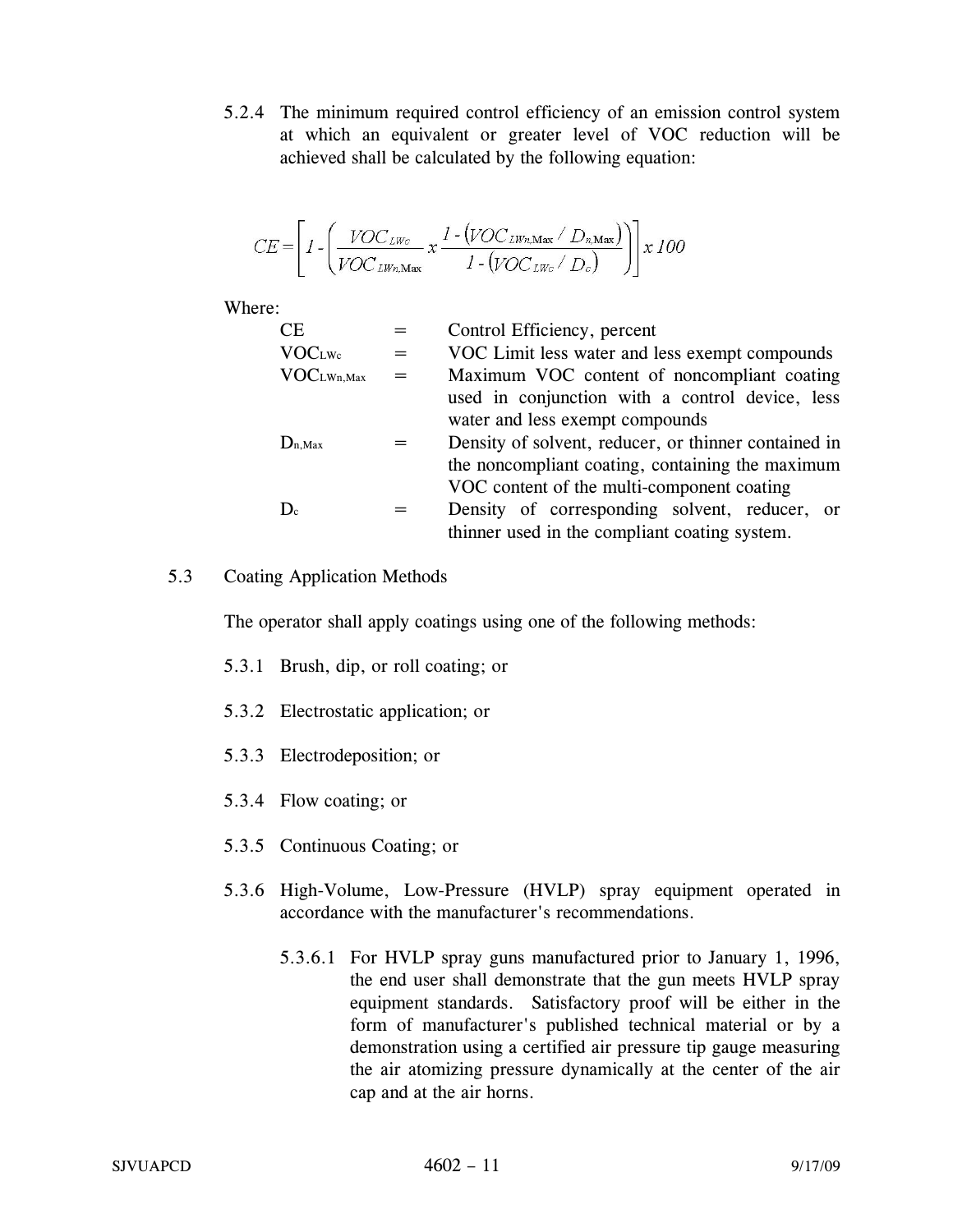5.2.4 The minimum required control efficiency of an emission control system at which an equivalent or greater level of VOC reduction will be achieved shall be calculated by the following equation:

$$CE = \left[ 1 - \left( \frac{VOC_{LWc}}{VOC_{LWn,\text{Max}}} x \frac{1 - \left( VOC_{LWn,\text{Max}} / D_{n,\text{Max}} \right)}{1 - \left( VOC_{LWc} / D_c \right)} \right) \right] x\, 100$$

Where:

| | | |
|---|---|---|
| CE | = | Control Efficiency, percent |
| $VOC_{LWc}$ | = | VOC Limit less water and less exempt compounds |
| $VOC_{LWn,Max}$ | = | Maximum VOC content of noncompliant coating used in conjunction with a control device, less water and less exempt compounds |
| $D_{n,Max}$ | = | Density of solvent, reducer, or thinner contained in the noncompliant coating, containing the maximum VOC content of the multi-component coating |
| $D_c$ | = | Density of corresponding solvent, reducer, or thinner used in the compliant coating system. |

5.3 Coating Application Methods

The operator shall apply coatings using one of the following methods:

5.3.1 Brush, dip, or roll coating; or

5.3.2 Electrostatic application; or

5.3.3 Electrodeposition; or

5.3.4 Flow coating; or

5.3.5 Continuous Coating; or

5.3.6 High-Volume, Low-Pressure (HVLP) spray equipment operated in accordance with the manufacturer's recommendations.

5.3.6.1 For HVLP spray guns manufactured prior to January 1, 1996, the end user shall demonstrate that the gun meets HVLP spray equipment standards. Satisfactory proof will be either in the form of manufacturer's published technical material or by a demonstration using a certified air pressure tip gauge measuring the air atomizing pressure dynamically at the center of the air cap and at the air horns.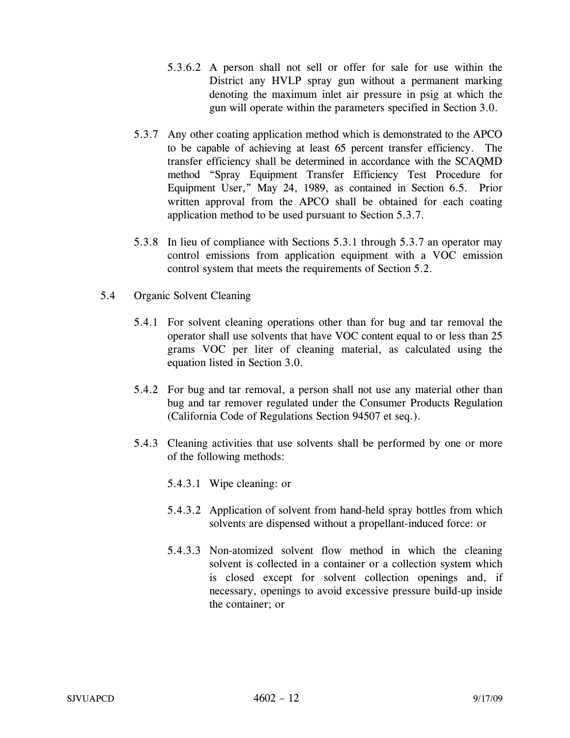5.3.6.2 A person shall not sell or offer for sale for use within the District any HVLP spray gun without a permanent marking denoting the maximum inlet air pressure in psig at which the gun will operate within the parameters specified in Section 3.0.

5.3.7 Any other coating application method which is demonstrated to the APCO to be capable of achieving at least 65 percent transfer efficiency. The transfer efficiency shall be determined in accordance with the SCAQMD method "Spray Equipment Transfer Efficiency Test Procedure for Equipment User," May 24, 1989, as contained in Section 6.5. Prior written approval from the APCO shall be obtained for each coating application method to be used pursuant to Section 5.3.7.

5.3.8 In lieu of compliance with Sections 5.3.1 through 5.3.7 an operator may control emissions from application equipment with a VOC emission control system that meets the requirements of Section 5.2.

5.4 Organic Solvent Cleaning

5.4.1 For solvent cleaning operations other than for bug and tar removal the operator shall use solvents that have VOC content equal to or less than 25 grams VOC per liter of cleaning material, as calculated using the equation listed in Section 3.0.

5.4.2 For bug and tar removal, a person shall not use any material other than bug and tar remover regulated under the Consumer Products Regulation (California Code of Regulations Section 94507 et seq.).

5.4.3 Cleaning activities that use solvents shall be performed by one or more of the following methods:

5.4.3.1 Wipe cleaning: or

5.4.3.2 Application of solvent from hand-held spray bottles from which solvents are dispensed without a propellant-induced force: or

5.4.3.3 Non-atomized solvent flow method in which the cleaning solvent is collected in a container or a collection system which is closed except for solvent collection openings and, if necessary, openings to avoid excessive pressure build-up inside the container; or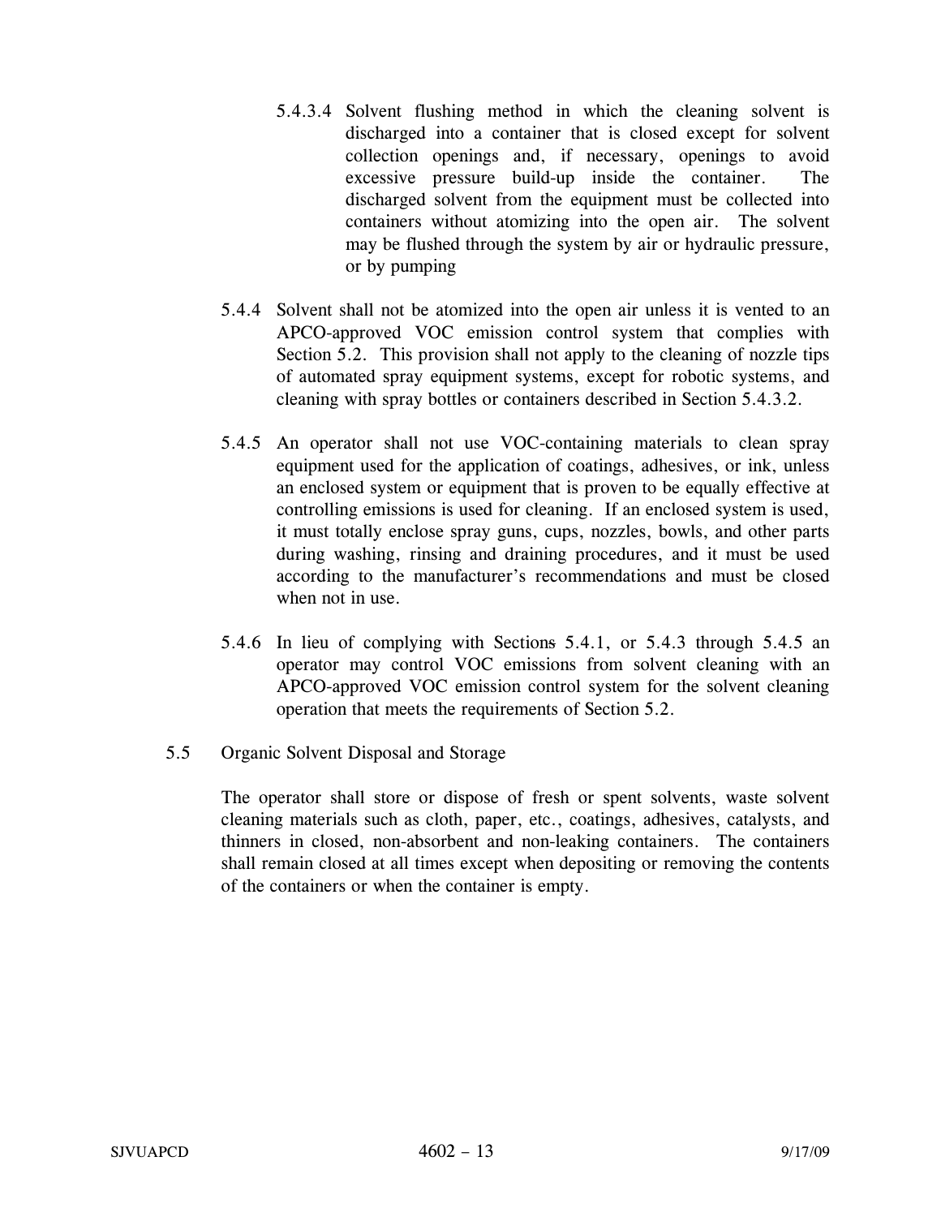5.4.3.4 Solvent flushing method in which the cleaning solvent is discharged into a container that is closed except for solvent collection openings and, if necessary, openings to avoid excessive pressure build-up inside the container. The discharged solvent from the equipment must be collected into containers without atomizing into the open air. The solvent may be flushed through the system by air or hydraulic pressure, or by pumping

5.4.4 Solvent shall not be atomized into the open air unless it is vented to an APCO-approved VOC emission control system that complies with Section 5.2. This provision shall not apply to the cleaning of nozzle tips of automated spray equipment systems, except for robotic systems, and cleaning with spray bottles or containers described in Section 5.4.3.2.

5.4.5 An operator shall not use VOC-containing materials to clean spray equipment used for the application of coatings, adhesives, or ink, unless an enclosed system or equipment that is proven to be equally effective at controlling emissions is used for cleaning. If an enclosed system is used, it must totally enclose spray guns, cups, nozzles, bowls, and other parts during washing, rinsing and draining procedures, and it must be used according to the manufacturer's recommendations and must be closed when not in use.

5.4.6 In lieu of complying with Sections 5.4.1, or 5.4.3 through 5.4.5 an operator may control VOC emissions from solvent cleaning with an APCO-approved VOC emission control system for the solvent cleaning operation that meets the requirements of Section 5.2.

5.5 Organic Solvent Disposal and Storage

The operator shall store or dispose of fresh or spent solvents, waste solvent cleaning materials such as cloth, paper, etc., coatings, adhesives, catalysts, and thinners in closed, non-absorbent and non-leaking containers. The containers shall remain closed at all times except when depositing or removing the contents of the containers or when the container is empty.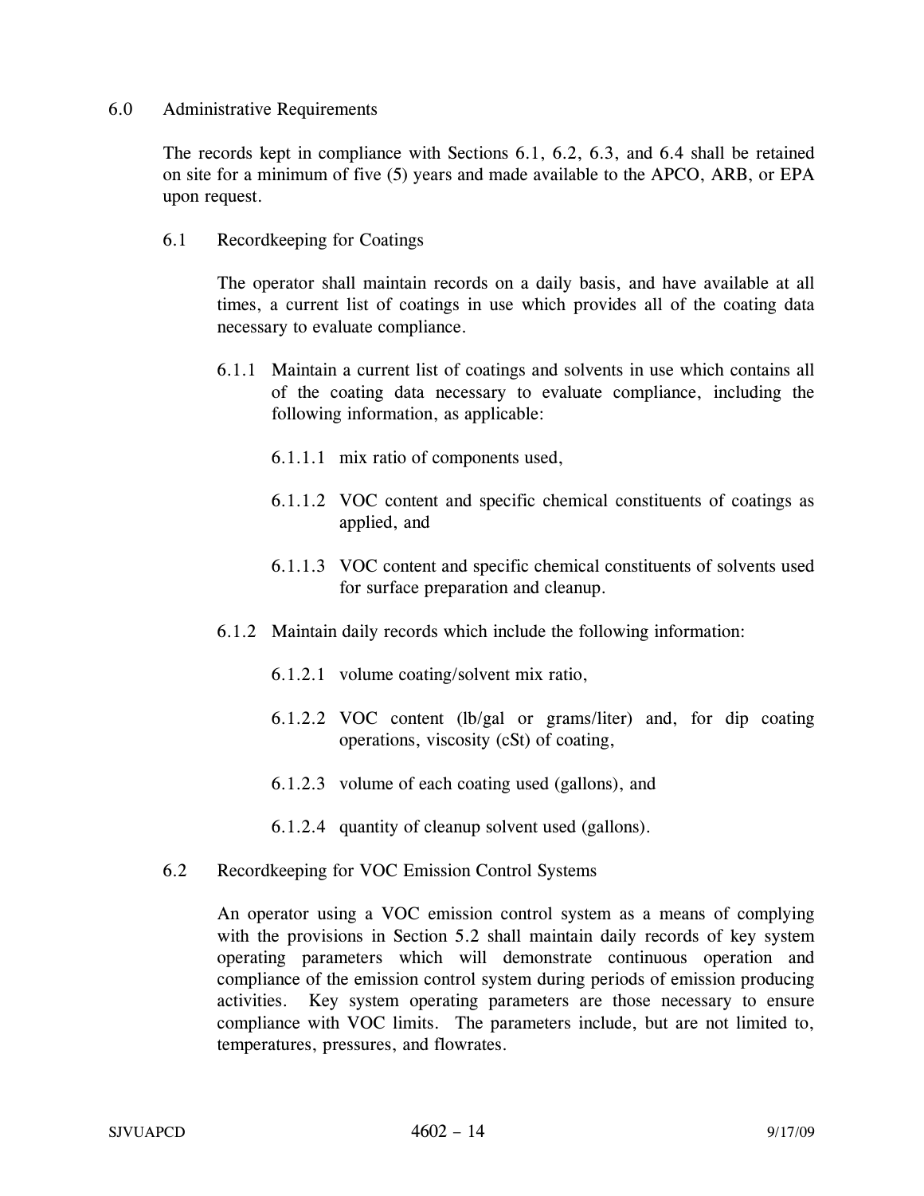## 6.0 Administrative Requirements

The records kept in compliance with Sections 6.1, 6.2, 6.3, and 6.4 shall be retained on site for a minimum of five (5) years and made available to the APCO, ARB, or EPA upon request.

### 6.1 Recordkeeping for Coatings

The operator shall maintain records on a daily basis, and have available at all times, a current list of coatings in use which provides all of the coating data necessary to evaluate compliance.

6.1.1 Maintain a current list of coatings and solvents in use which contains all of the coating data necessary to evaluate compliance, including the following information, as applicable:

6.1.1.1 mix ratio of components used,

6.1.1.2 VOC content and specific chemical constituents of coatings as applied, and

6.1.1.3 VOC content and specific chemical constituents of solvents used for surface preparation and cleanup.

6.1.2 Maintain daily records which include the following information:

6.1.2.1 volume coating/solvent mix ratio,

6.1.2.2 VOC content (lb/gal or grams/liter) and, for dip coating operations, viscosity (cSt) of coating,

6.1.2.3 volume of each coating used (gallons), and

6.1.2.4 quantity of cleanup solvent used (gallons).

### 6.2 Recordkeeping for VOC Emission Control Systems

An operator using a VOC emission control system as a means of complying with the provisions in Section 5.2 shall maintain daily records of key system operating parameters which will demonstrate continuous operation and compliance of the emission control system during periods of emission producing activities. Key system operating parameters are those necessary to ensure compliance with VOC limits. The parameters include, but are not limited to, temperatures, pressures, and flowrates.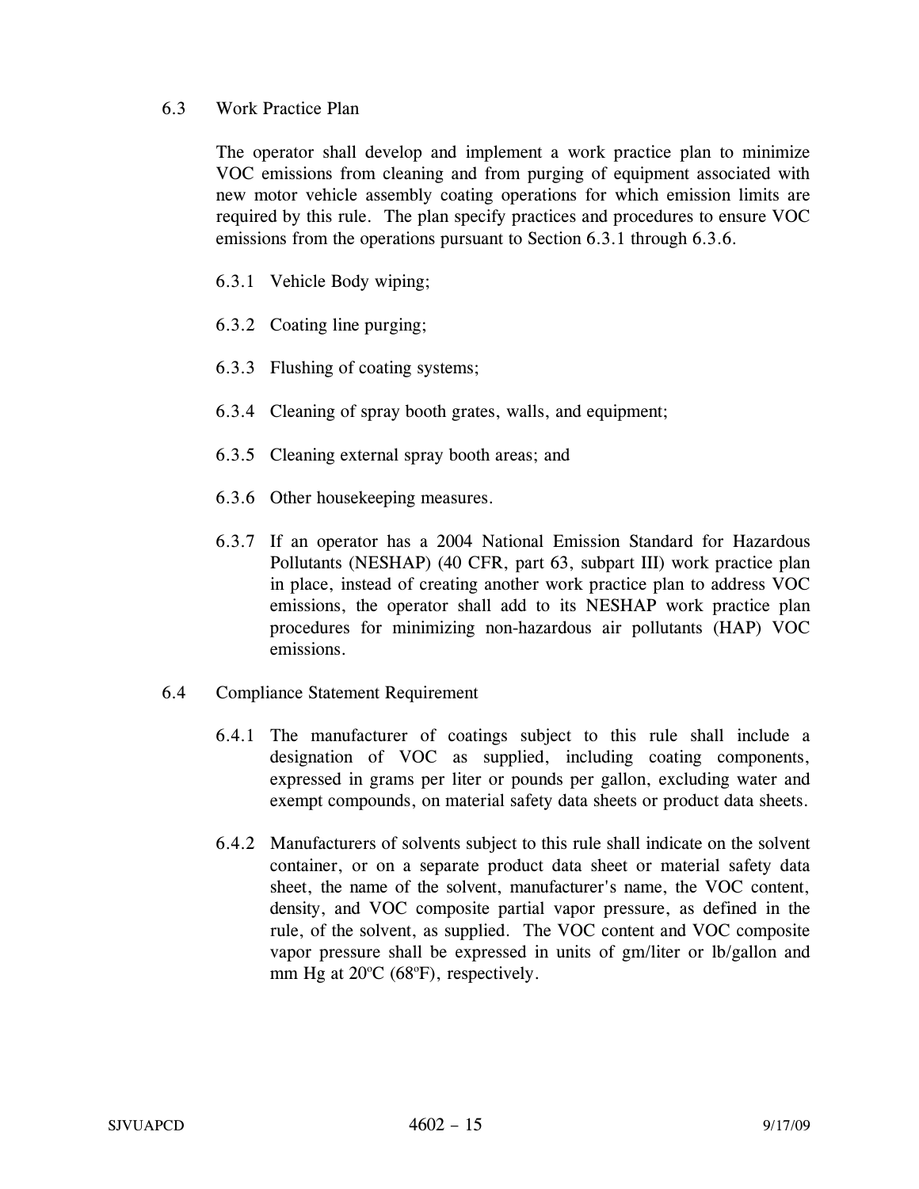### 6.3 Work Practice Plan

The operator shall develop and implement a work practice plan to minimize VOC emissions from cleaning and from purging of equipment associated with new motor vehicle assembly coating operations for which emission limits are required by this rule. The plan specify practices and procedures to ensure VOC emissions from the operations pursuant to Section 6.3.1 through 6.3.6.

6.3.1 Vehicle Body wiping;

6.3.2 Coating line purging;

6.3.3 Flushing of coating systems;

6.3.4 Cleaning of spray booth grates, walls, and equipment;

6.3.5 Cleaning external spray booth areas; and

6.3.6 Other housekeeping measures.

6.3.7 If an operator has a 2004 National Emission Standard for Hazardous Pollutants (NESHAP) (40 CFR, part 63, subpart III) work practice plan in place, instead of creating another work practice plan to address VOC emissions, the operator shall add to its NESHAP work practice plan procedures for minimizing non-hazardous air pollutants (HAP) VOC emissions.

### 6.4 Compliance Statement Requirement

6.4.1 The manufacturer of coatings subject to this rule shall include a designation of VOC as supplied, including coating components, expressed in grams per liter or pounds per gallon, excluding water and exempt compounds, on material safety data sheets or product data sheets.

6.4.2 Manufacturers of solvents subject to this rule shall indicate on the solvent container, or on a separate product data sheet or material safety data sheet, the name of the solvent, manufacturer's name, the VOC content, density, and VOC composite partial vapor pressure, as defined in the rule, of the solvent, as supplied. The VOC content and VOC composite vapor pressure shall be expressed in units of gm/liter or lb/gallon and mm Hg at 20ºC (68ºF), respectively.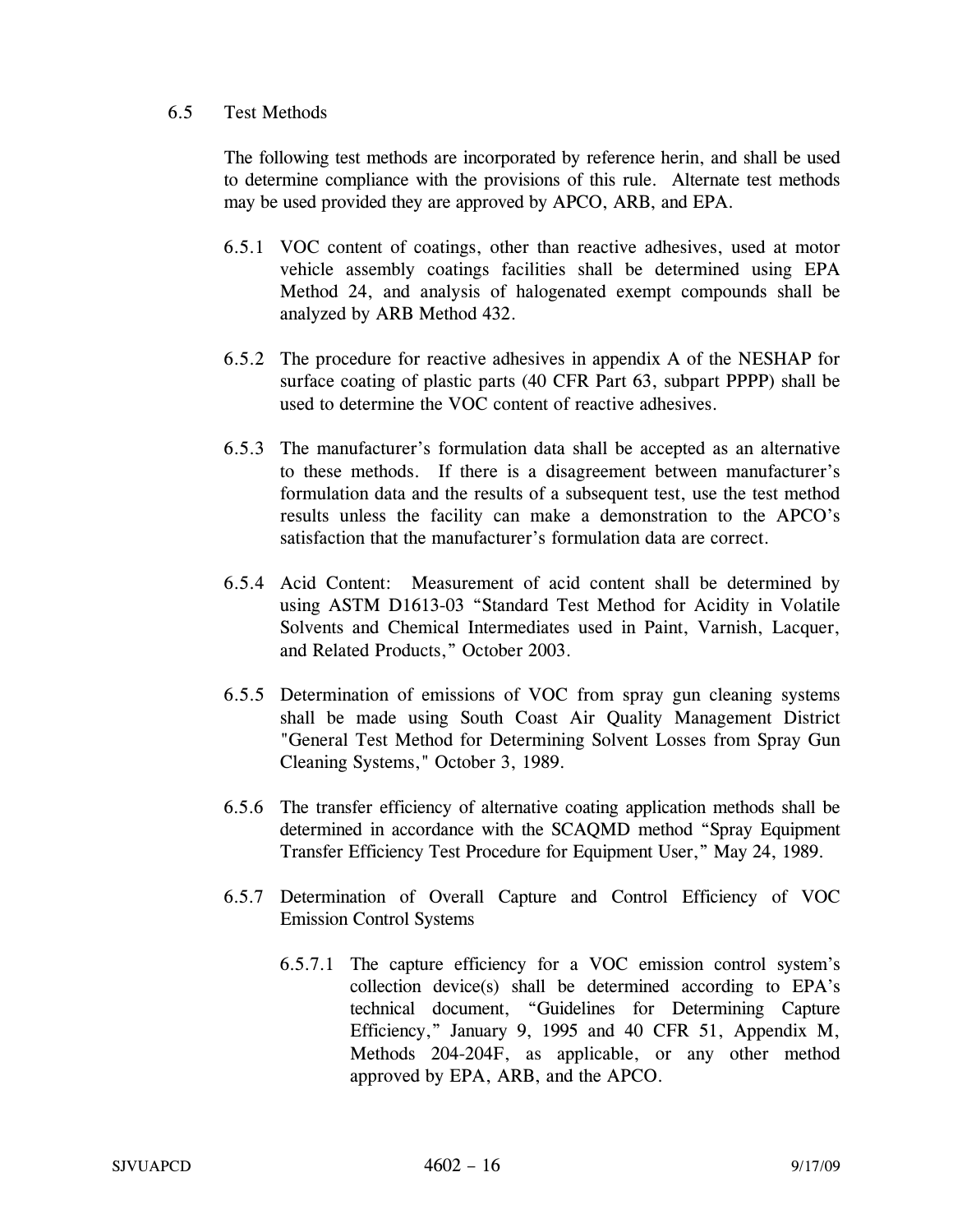6.5 Test Methods

The following test methods are incorporated by reference herin, and shall be used to determine compliance with the provisions of this rule. Alternate test methods may be used provided they are approved by APCO, ARB, and EPA.

6.5.1 VOC content of coatings, other than reactive adhesives, used at motor vehicle assembly coatings facilities shall be determined using EPA Method 24, and analysis of halogenated exempt compounds shall be analyzed by ARB Method 432.

6.5.2 The procedure for reactive adhesives in appendix A of the NESHAP for surface coating of plastic parts (40 CFR Part 63, subpart PPPP) shall be used to determine the VOC content of reactive adhesives.

6.5.3 The manufacturer's formulation data shall be accepted as an alternative to these methods. If there is a disagreement between manufacturer's formulation data and the results of a subsequent test, use the test method results unless the facility can make a demonstration to the APCO's satisfaction that the manufacturer's formulation data are correct.

6.5.4 Acid Content: Measurement of acid content shall be determined by using ASTM D1613-03 "Standard Test Method for Acidity in Volatile Solvents and Chemical Intermediates used in Paint, Varnish, Lacquer, and Related Products," October 2003.

6.5.5 Determination of emissions of VOC from spray gun cleaning systems shall be made using South Coast Air Quality Management District "General Test Method for Determining Solvent Losses from Spray Gun Cleaning Systems," October 3, 1989.

6.5.6 The transfer efficiency of alternative coating application methods shall be determined in accordance with the SCAQMD method "Spray Equipment Transfer Efficiency Test Procedure for Equipment User," May 24, 1989.

6.5.7 Determination of Overall Capture and Control Efficiency of VOC Emission Control Systems

6.5.7.1 The capture efficiency for a VOC emission control system's collection device(s) shall be determined according to EPA's technical document, "Guidelines for Determining Capture Efficiency," January 9, 1995 and 40 CFR 51, Appendix M, Methods 204-204F, as applicable, or any other method approved by EPA, ARB, and the APCO.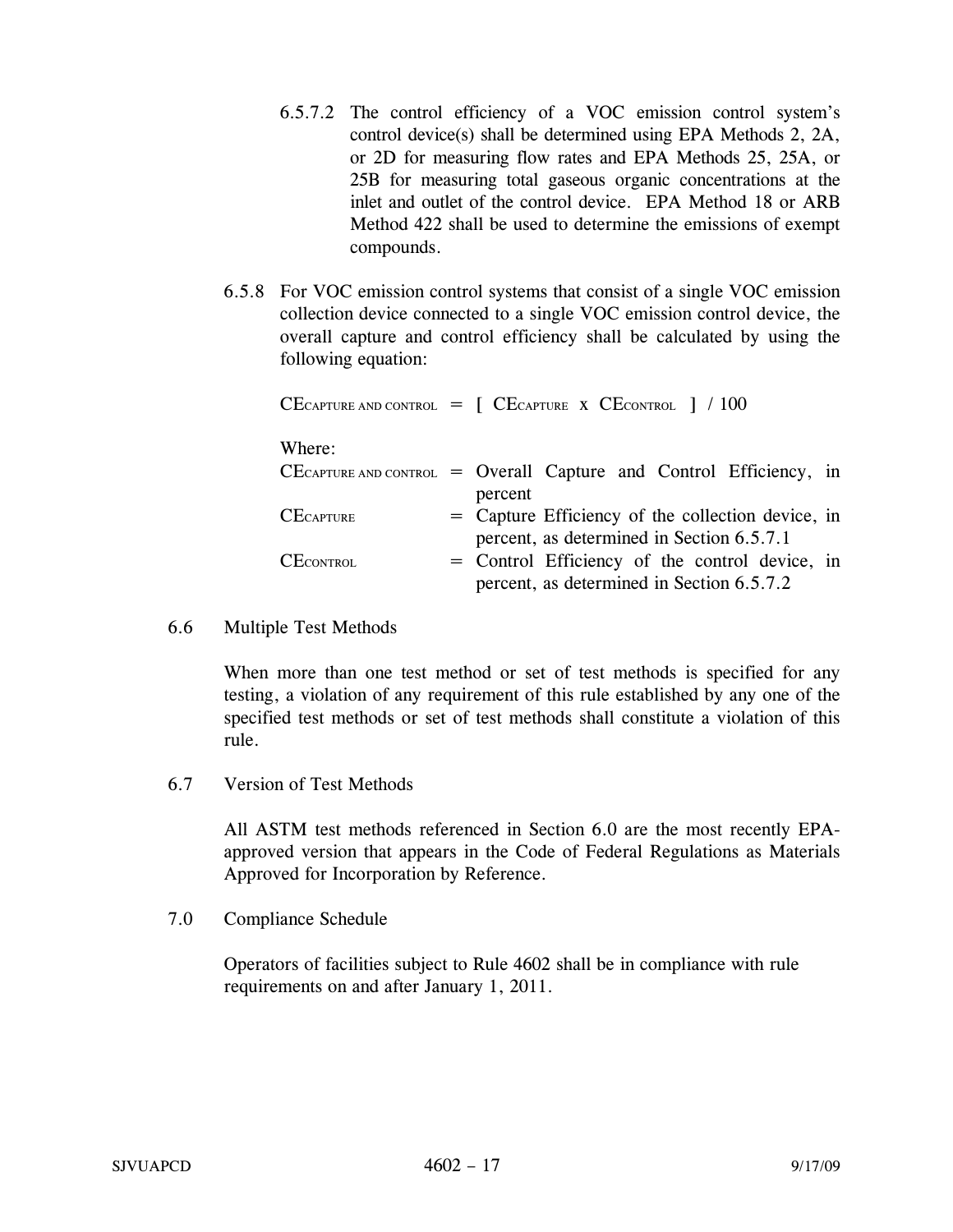6.5.7.2 The control efficiency of a VOC emission control system's control device(s) shall be determined using EPA Methods 2, 2A, or 2D for measuring flow rates and EPA Methods 25, 25A, or 25B for measuring total gaseous organic concentrations at the inlet and outlet of the control device. EPA Method 18 or ARB Method 422 shall be used to determine the emissions of exempt compounds.

6.5.8 For VOC emission control systems that consist of a single VOC emission collection device connected to a single VOC emission control device, the overall capture and control efficiency shall be calculated by using the following equation:

$$CE_{CAPTURE\ AND\ CONTROL} = [\ CE_{CAPTURE} \times CE_{CONTROL}\ ] / 100$$

Where:

| | | |
|---|---|---|
| $CE_{CAPTURE\ AND\ CONTROL}$ | = | Overall Capture and Control Efficiency, in percent |
| $CE_{CAPTURE}$ | = | Capture Efficiency of the collection device, in percent, as determined in Section 6.5.7.1 |
| $CE_{CONTROL}$ | = | Control Efficiency of the control device, in percent, as determined in Section 6.5.7.2 |

6.6 Multiple Test Methods

When more than one test method or set of test methods is specified for any testing, a violation of any requirement of this rule established by any one of the specified test methods or set of test methods shall constitute a violation of this rule.

6.7 Version of Test Methods

All ASTM test methods referenced in Section 6.0 are the most recently EPA-approved version that appears in the Code of Federal Regulations as Materials Approved for Incorporation by Reference.

7.0 Compliance Schedule

Operators of facilities subject to Rule 4602 shall be in compliance with rule requirements on and after January 1, 2011.